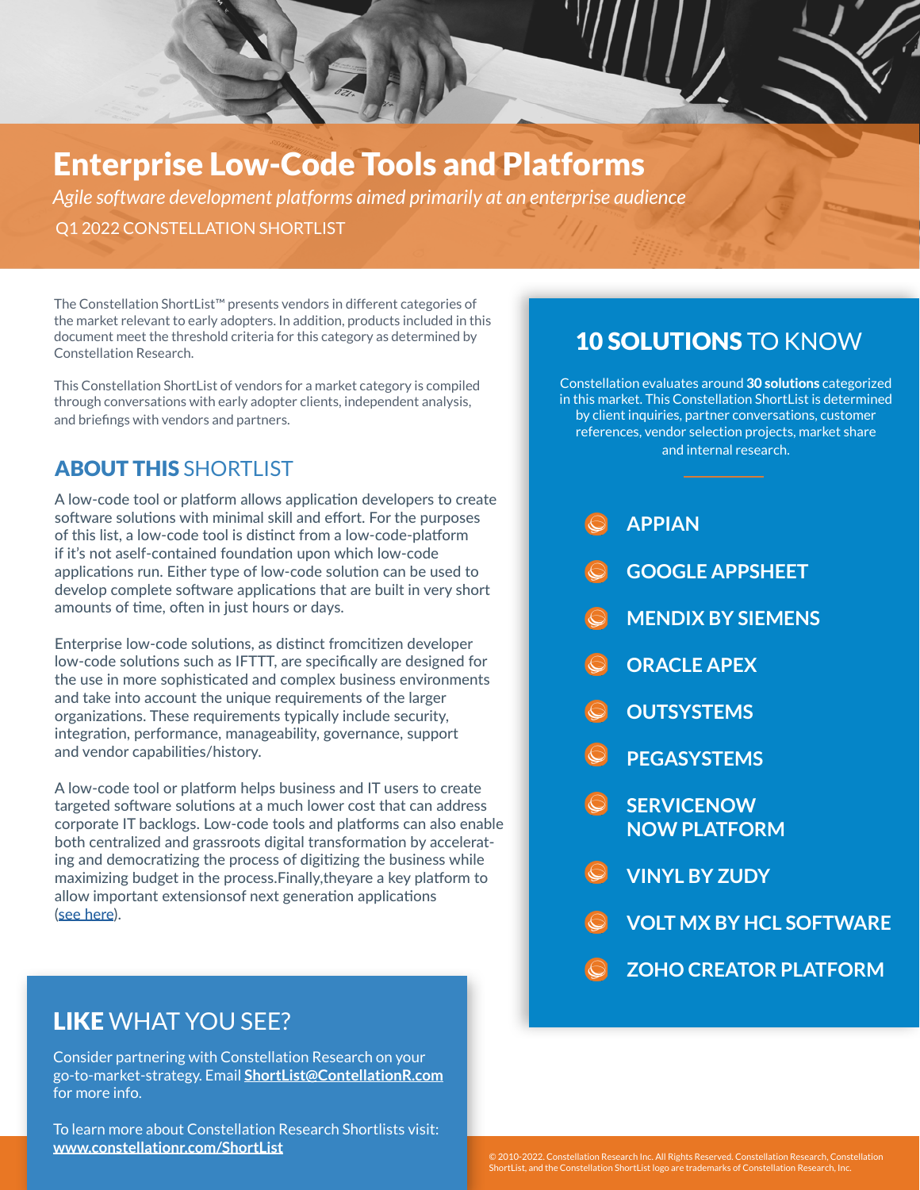# Enterprise Low-Code Tools and Platforms

*Agile software development platforms aimed primarily at an enterprise audience*

Q1 2022 CONSTELLATION SHORTLIST

The Constellation ShortList™ presents vendors in different categories of the market relevant to early adopters. In addition, products included in this document meet the threshold criteria for this category as determined by Constellation Research.

This Constellation ShortList of vendors for a market category is compiled through conversations with early adopter clients, independent analysis, and briefings with vendors and partners.

## ABOUT THIS SHORTLIST

A low-code tool or platform allows application developers to create software solutions with minimal skill and effort. For the purposes of this list, a low-code tool is distinct from a low-code-platform if it's not aself-contained foundation upon which low-code applications run. Either type of low-code solution can be used to develop complete software applications that are built in very short amounts of time, often in just hours or days.

Enterprise low-code solutions, as distinct fromcitizen developer low-code solutions such as IFTTT, are specifically are designed for the use in more sophisticated and complex business environments and take into account the unique requirements of the larger organizations. These requirements typically include security, integration, performance, manageability, governance, support and vendor capabilities/history.

A low-code tool or platform helps business and IT users to create targeted software solutions at a much lower cost that can address corporate IT backlogs. Low-code tools and platforms can also enable both centralized and grassroots digital transformation by accelerating and democratizing the process of digitizing the business while maximizing budget in the process.Finally,theyare a key platform to allow important extensionsof next generation applications (see here).

## 10 SOLUTIONS TO KNOW

Constellation evaluates around **30 solutions** categorized in this market. This Constellation ShortList is determined by client inquiries, partner conversations, customer references, vendor selection projects, market share and internal research.

- **APPIAN**
- **GOOGLE APPSHEET**
- **MENDIX BY SIEMENS**
- **ORACLE APEX**
- **OUTSYSTEMS**
- **PEGASYSTEMS**
- **SERVICENOW NOW PLATFORM**
- **VINYL BY ZUDY**
- **VOLT MX BY HCL SOFTWARE**
- **ZOHO CREATOR PLATFORM**

## LIKE WHAT YOU SEE?

Consider partnering with Constellation Research on your go-to-market-strategy. Email **ShortList@ContellationR.com** for more info.

To learn more about Constellation Research Shortlists visit: **www.constellationr.com/ShortList**

© 2010-2022. Constellation Research Inc. All Rights Reserved. Constellation Research, Constellation ShortList, and the Constellation ShortList logo are trademarks of Constellation Research, Inc.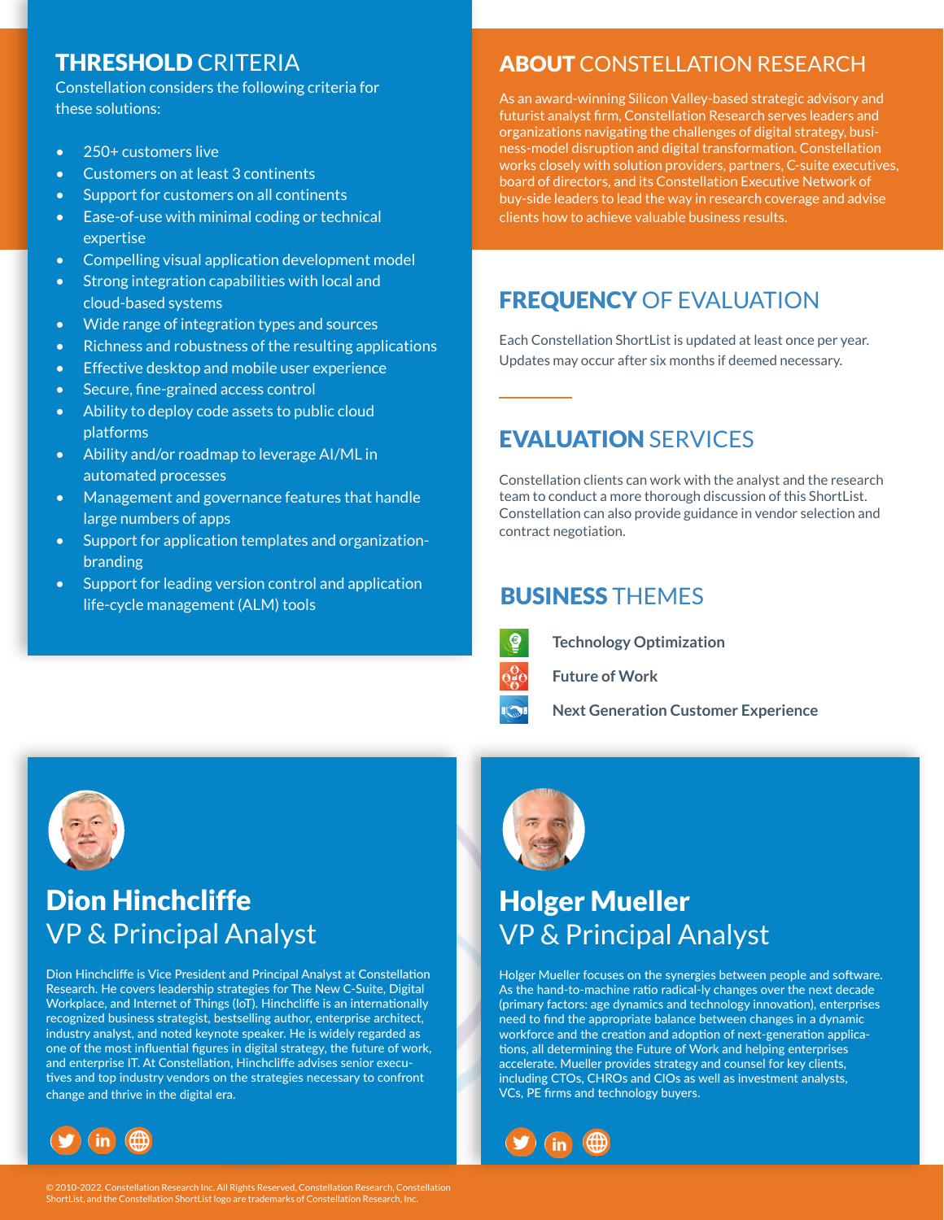## THRESHOLD CRITERIA

Constellation considers the following criteria for these solutions:

- 250+ customers live
- Customers on at least 3 continents
- Support for customers on all continents
- Ease-of-use with minimal coding or technical expertise
- Compelling visual application development model
- Strong integration capabilities with local and cloud-based systems
- Wide range of integration types and sources
- Richness and robustness of the resulting applications
- Effective desktop and mobile user experience
- Secure, fine-grained access control
- Ability to deploy code assets to public cloud platforms
- Ability and/or roadmap to leverage AI/ML in automated processes
- Management and governance features that handle large numbers of apps
- Support for application templates and organization-branding
- Support for leading version control and application life-cycle management (ALM) tools

## ABOUT CONSTELLATION RESEARCH

As an award-winning Silicon Valley-based strategic advisory and futurist analyst firm, Constellation Research serves leaders and organizations navigating the challenges of digital strategy, business-model disruption and digital transformation. Constellation works closely with solution providers, partners, C-suite executives, board of directors, and its Constellation Executive Network of buy-side leaders to lead the way in research coverage and advise clients how to achieve valuable business results.

## FREQUENCY OF EVALUATION

Each Constellation ShortList is updated at least once per year. Updates may occur after six months if deemed necessary.

## EVALUATION SERVICES

Constellation clients can work with the analyst and the research team to conduct a more thorough discussion of this ShortList. Constellation can also provide guidance in vendor selection and contract negotiation.

## BUSINESS THEMES

- Technology Optimization
- Future of Work
- Next Generation Customer Experience

### Dion Hinchcliffe
VP & Principal Analyst

Dion Hinchcliffe is Vice President and Principal Analyst at Constellation Research. He covers leadership strategies for The New C-Suite, Digital Workplace, and Internet of Things (IoT). Hinchcliffe is an internationally recognized business strategist, bestselling author, enterprise architect, industry analyst, and noted keynote speaker. He is widely regarded as one of the most influential figures in digital strategy, the future of work, and enterprise IT. At Constellation, Hinchcliffe advises senior executives and top industry vendors on the strategies necessary to confront change and thrive in the digital era.

### Holger Mueller
VP & Principal Analyst

Holger Mueller focuses on the synergies between people and software. As the hand-to-machine ratio radical-ly changes over the next decade (primary factors: age dynamics and technology innovation), enterprises need to find the appropriate balance between changes in a dynamic workforce and the creation and adoption of next-generation applications, all determining the Future of Work and helping enterprises accelerate. Mueller provides strategy and counsel for key clients, including CTOs, CHROs and CIOs as well as investment analysts, VCs, PE firms and technology buyers.

© 2010-2022. Constellation Research Inc. All Rights Reserved, Constellation Research, Constellation ShortList, and the Constellation ShortList logo are trademarks of Constellation Research, Inc.